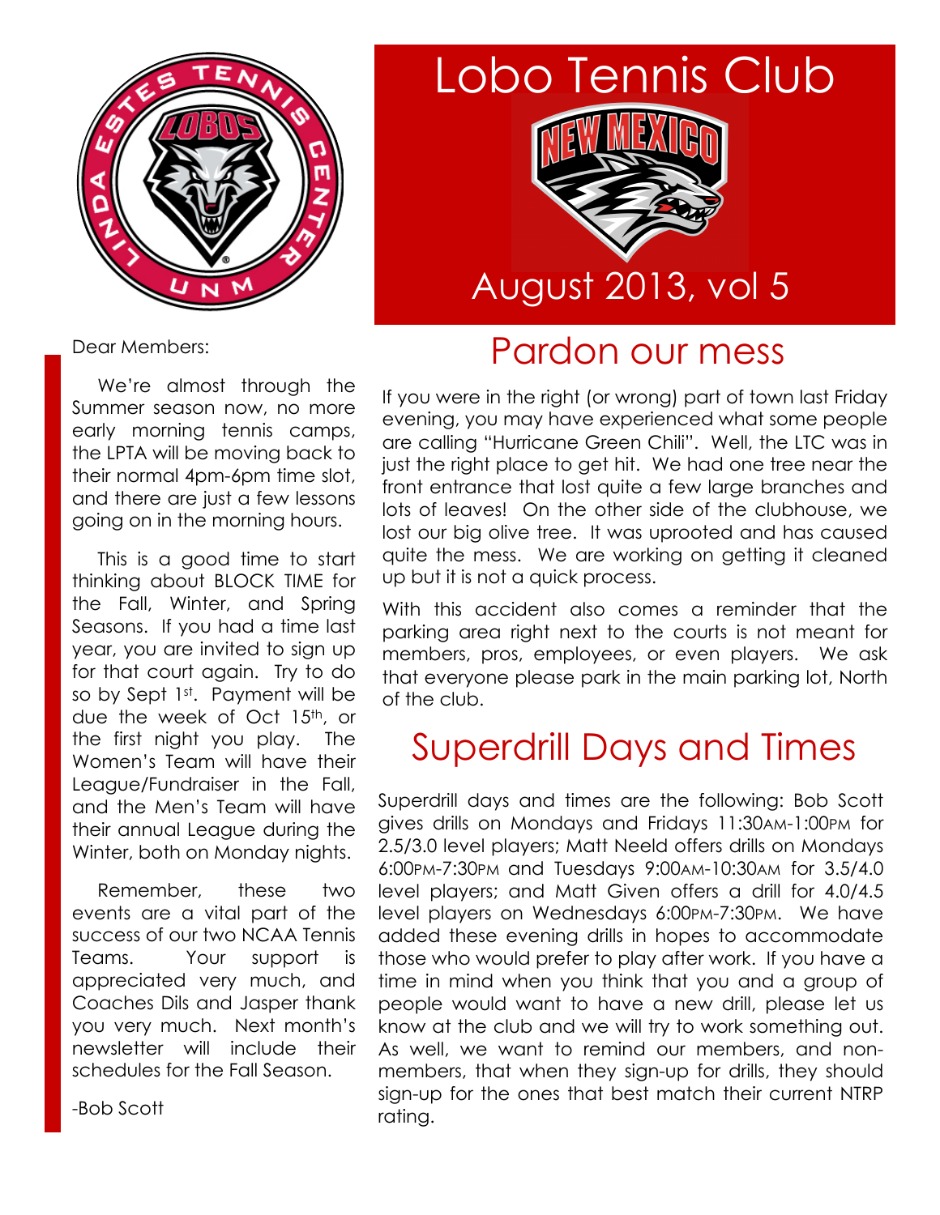# Lobo Tennis Club

## August 2013, vol 5

Dear Members:

We're almost through the Summer season now, no more early morning tennis camps, the LPTA will be moving back to their normal 4pm-6pm time slot, and there are just a few lessons going on in the morning hours.

This is a good time to start thinking about BLOCK TIME for the Fall, Winter, and Spring Seasons. If you had a time last year, you are invited to sign up for that court again. Try to do so by Sept 1st. Payment will be due the week of Oct 15th, or the first night you play. The Women's Team will have their League/Fundraiser in the Fall, and the Men's Team will have their annual League during the Winter, both on Monday nights.

Remember, these two events are a vital part of the success of our two NCAA Tennis Teams. Your support is appreciated very much, and Coaches Dils and Jasper thank you very much. Next month's newsletter will include their schedules for the Fall Season.

-Bob Scott

## Pardon our mess

If you were in the right (or wrong) part of town last Friday evening, you may have experienced what some people are calling "Hurricane Green Chili". Well, the LTC was in just the right place to get hit. We had one tree near the front entrance that lost quite a few large branches and lots of leaves! On the other side of the clubhouse, we lost our big olive tree. It was uprooted and has caused quite the mess. We are working on getting it cleaned up but it is not a quick process.

With this accident also comes a reminder that the parking area right next to the courts is not meant for members, pros, employees, or even players. We ask that everyone please park in the main parking lot, North of the club.

## Superdrill Days and Times

Superdrill days and times are the following: Bob Scott gives drills on Mondays and Fridays 11:30AM-1:00PM for 2.5/3.0 level players; Matt Neeld offers drills on Mondays 6:00PM-7:30PM and Tuesdays 9:00AM-10:30AM for 3.5/4.0 level players; and Matt Given offers a drill for 4.0/4.5 level players on Wednesdays 6:00PM-7:30PM. We have added these evening drills in hopes to accommodate those who would prefer to play after work. If you have a time in mind when you think that you and a group of people would want to have a new drill, please let us know at the club and we will try to work something out. As well, we want to remind our members, and non-members, that when they sign-up for drills, they should sign-up for the ones that best match their current NTRP rating.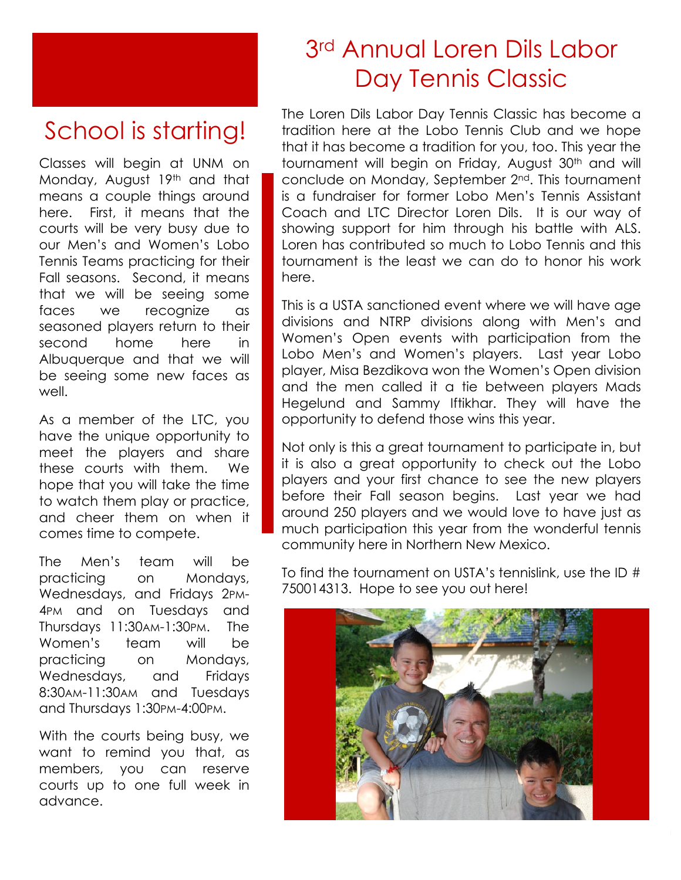## School is starting!

Classes will begin at UNM on Monday, August 19th and that means a couple things around here. First, it means that the courts will be very busy due to our Men's and Women's Lobo Tennis Teams practicing for their Fall seasons. Second, it means that we will be seeing some faces we recognize as seasoned players return to their second home here in Albuquerque and that we will be seeing some new faces as well.

As a member of the LTC, you have the unique opportunity to meet the players and share these courts with them. We hope that you will take the time to watch them play or practice, and cheer them on when it comes time to compete.

The Men's team will be practicing on Mondays, Wednesdays, and Fridays 2PM-4PM and on Tuesdays and Thursdays 11:30AM-1:30PM. The Women's team will be practicing on Mondays, Wednesdays, and Fridays 8:30AM-11:30AM and Tuesdays and Thursdays 1:30PM-4:00PM.

With the courts being busy, we want to remind you that, as members, you can reserve courts up to one full week in advance.

## 3rd Annual Loren Dils Labor Day Tennis Classic

The Loren Dils Labor Day Tennis Classic has become a tradition here at the Lobo Tennis Club and we hope that it has become a tradition for you, too. This year the tournament will begin on Friday, August 30th and will conclude on Monday, September 2nd. This tournament is a fundraiser for former Lobo Men's Tennis Assistant Coach and LTC Director Loren Dils. It is our way of showing support for him through his battle with ALS. Loren has contributed so much to Lobo Tennis and this tournament is the least we can do to honor his work here.

This is a USTA sanctioned event where we will have age divisions and NTRP divisions along with Men's and Women's Open events with participation from the Lobo Men's and Women's players. Last year Lobo player, Misa Bezdikova won the Women's Open division and the men called it a tie between players Mads Hegelund and Sammy Iftikhar. They will have the opportunity to defend those wins this year.

Not only is this a great tournament to participate in, but it is also a great opportunity to check out the Lobo players and your first chance to see the new players before their Fall season begins. Last year we had around 250 players and we would love to have just as much participation this year from the wonderful tennis community here in Northern New Mexico.

To find the tournament on USTA's tennislink, use the ID # 750014313. Hope to see you out here!